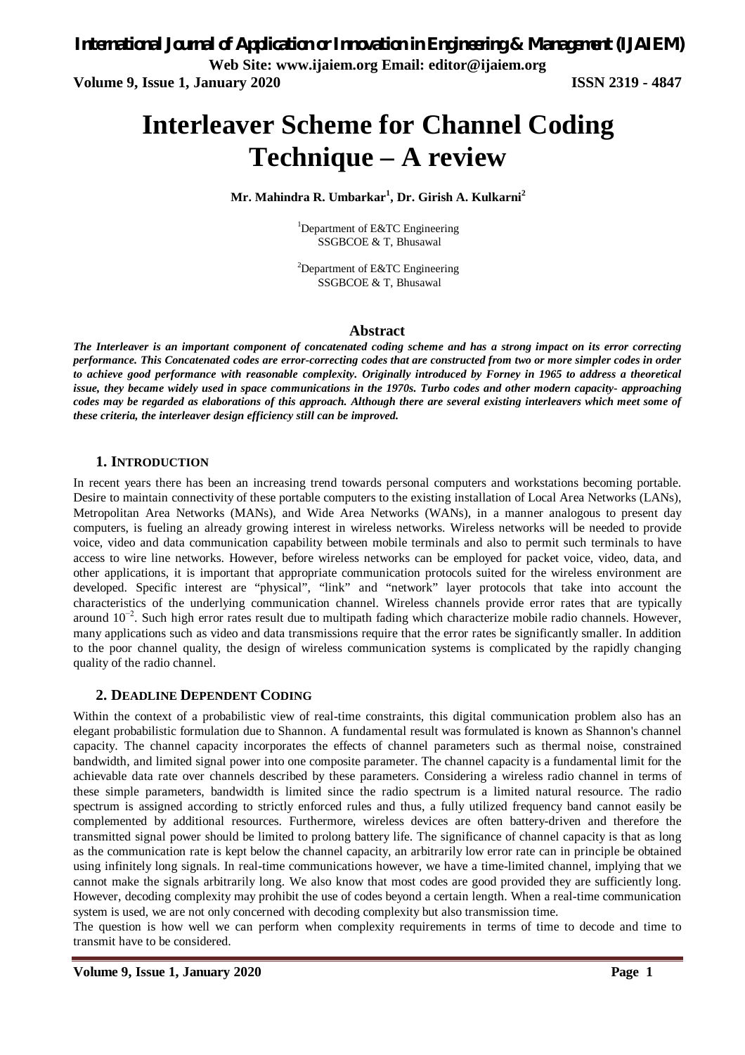# Interleaver Scheme for Channel Coding Technique – A review

**Mr. Mahindra R. Umbarkar[1], Dr. Girish A. Kulkarni[2]**

[1]Department of E&TC Engineering
SSGBCOE & T, Bhusawal

[2]Department of E&TC Engineering
SSGBCOE & T, Bhusawal

## Abstract

***The Interleaver is an important component of concatenated coding scheme and has a strong impact on its error correcting performance. This Concatenated codes are error-correcting codes that are constructed from two or more simpler codes in order to achieve good performance with reasonable complexity. Originally introduced by Forney in 1965 to address a theoretical issue, they became widely used in space communications in the 1970s. Turbo codes and other modern capacity- approaching codes may be regarded as elaborations of this approach. Although there are several existing interleavers which meet some of these criteria, the interleaver design efficiency still can be improved.***

## 1. Introduction

In recent years there has been an increasing trend towards personal computers and workstations becoming portable. Desire to maintain connectivity of these portable computers to the existing installation of Local Area Networks (LANs), Metropolitan Area Networks (MANs), and Wide Area Networks (WANs), in a manner analogous to present day computers, is fueling an already growing interest in wireless networks. Wireless networks will be needed to provide voice, video and data communication capability between mobile terminals and also to permit such terminals to have access to wire line networks. However, before wireless networks can be employed for packet voice, video, data, and other applications, it is important that appropriate communication protocols suited for the wireless environment are developed. Specific interest are "physical", "link" and "network" layer protocols that take into account the characteristics of the underlying communication channel. Wireless channels provide error rates that are typically around $10^{-2}$. Such high error rates result due to multipath fading which characterize mobile radio channels. However, many applications such as video and data transmissions require that the error rates be significantly smaller. In addition to the poor channel quality, the design of wireless communication systems is complicated by the rapidly changing quality of the radio channel.

## 2. Deadline Dependent Coding

Within the context of a probabilistic view of real-time constraints, this digital communication problem also has an elegant probabilistic formulation due to Shannon. A fundamental result was formulated is known as Shannon's channel capacity. The channel capacity incorporates the effects of channel parameters such as thermal noise, constrained bandwidth, and limited signal power into one composite parameter. The channel capacity is a fundamental limit for the achievable data rate over channels described by these parameters. Considering a wireless radio channel in terms of these simple parameters, bandwidth is limited since the radio spectrum is a limited natural resource. The radio spectrum is assigned according to strictly enforced rules and thus, a fully utilized frequency band cannot easily be complemented by additional resources. Furthermore, wireless devices are often battery-driven and therefore the transmitted signal power should be limited to prolong battery life. The significance of channel capacity is that as long as the communication rate is kept below the channel capacity, an arbitrarily low error rate can in principle be obtained using infinitely long signals. In real-time communications however, we have a time-limited channel, implying that we cannot make the signals arbitrarily long. We also know that most codes are good provided they are sufficiently long. However, decoding complexity may prohibit the use of codes beyond a certain length. When a real-time communication system is used, we are not only concerned with decoding complexity but also transmission time.

The question is how well we can perform when complexity requirements in terms of time to decode and time to transmit have to be considered.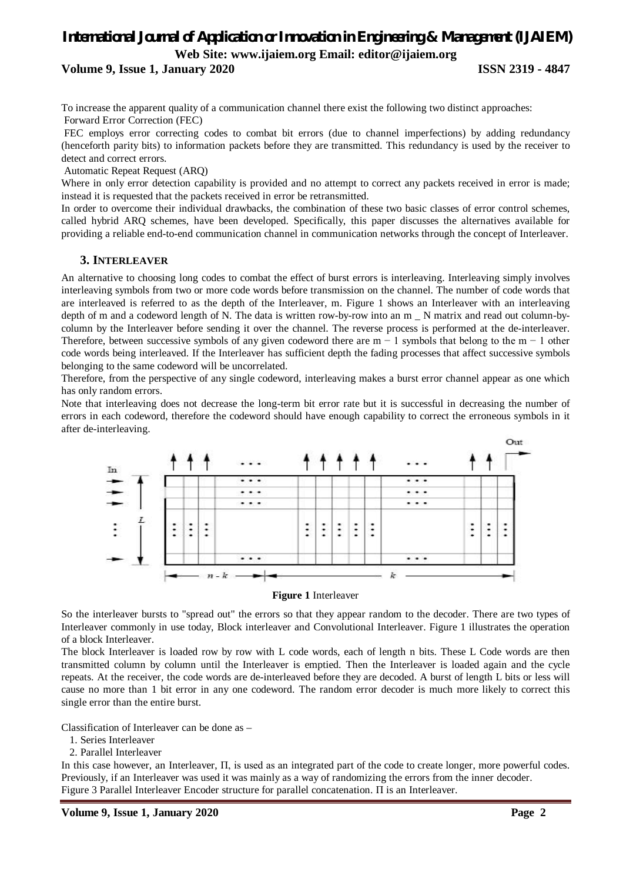To increase the apparent quality of a communication channel there exist the following two distinct approaches:

Forward Error Correction (FEC)

FEC employs error correcting codes to combat bit errors (due to channel imperfections) by adding redundancy (henceforth parity bits) to information packets before they are transmitted. This redundancy is used by the receiver to detect and correct errors.

Automatic Repeat Request (ARQ)

Where in only error detection capability is provided and no attempt to correct any packets received in error is made; instead it is requested that the packets received in error be retransmitted.

In order to overcome their individual drawbacks, the combination of these two basic classes of error control schemes, called hybrid ARQ schemes, have been developed. Specifically, this paper discusses the alternatives available for providing a reliable end-to-end communication channel in communication networks through the concept of Interleaver.

## 3. INTERLEAVER

An alternative to choosing long codes to combat the effect of burst errors is interleaving. Interleaving simply involves interleaving symbols from two or more code words before transmission on the channel. The number of code words that are interleaved is referred to as the depth of the Interleaver, m. Figure 1 shows an Interleaver with an interleaving depth of m and a codeword length of N. The data is written row-by-row into an m _ N matrix and read out column-by-column by the Interleaver before sending it over the channel. The reverse process is performed at the de-interleaver. Therefore, between successive symbols of any given codeword there are $m - 1$ symbols that belong to the $m - 1$ other code words being interleaved. If the Interleaver has sufficient depth the fading processes that affect successive symbols belonging to the same codeword will be uncorrelated.

Therefore, from the perspective of any single codeword, interleaving makes a burst error channel appear as one which has only random errors.

Note that interleaving does not decrease the long-term bit error rate but it is successful in decreasing the number of errors in each codeword, therefore the codeword should have enough capability to correct the erroneous symbols in it after de-interleaving.

**Figure 1** Interleaver

So the interleaver bursts to "spread out" the errors so that they appear random to the decoder. There are two types of Interleaver commonly in use today, Block interleaver and Convolutional Interleaver. Figure 1 illustrates the operation of a block Interleaver.

The block Interleaver is loaded row by row with L code words, each of length n bits. These L Code words are then transmitted column by column until the Interleaver is emptied. Then the Interleaver is loaded again and the cycle repeats. At the receiver, the code words are de-interleaved before they are decoded. A burst of length L bits or less will cause no more than 1 bit error in any one codeword. The random error decoder is much more likely to correct this single error than the entire burst.

Classification of Interleaver can be done as –

1. Series Interleaver
2. Parallel Interleaver

In this case however, an Interleaver, Π, is used as an integrated part of the code to create longer, more powerful codes. Previously, if an Interleaver was used it was mainly as a way of randomizing the errors from the inner decoder.

Figure 3 Parallel Interleaver Encoder structure for parallel concatenation. Π is an Interleaver.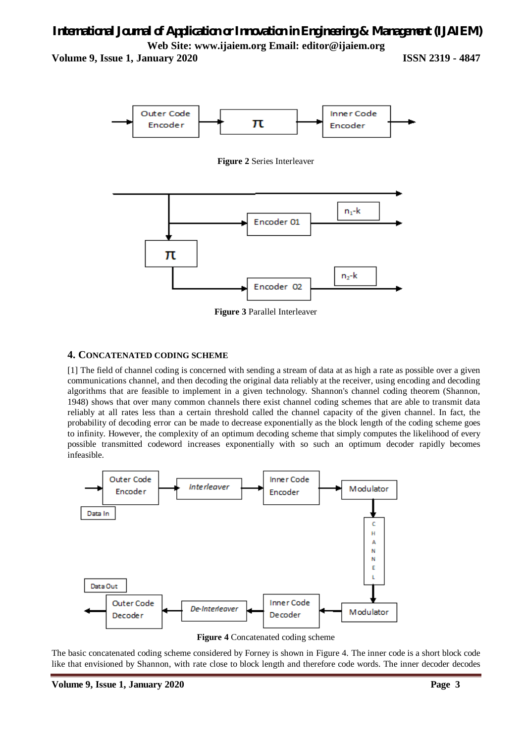Figure 2 Series Interleaver

Figure 3 Parallel Interleaver

## 4. CONCATENATED CODING SCHEME

[1] The field of channel coding is concerned with sending a stream of data at as high a rate as possible over a given communications channel, and then decoding the original data reliably at the receiver, using encoding and decoding algorithms that are feasible to implement in a given technology. Shannon's channel coding theorem (Shannon, 1948) shows that over many common channels there exist channel coding schemes that are able to transmit data reliably at all rates less than a certain threshold called the channel capacity of the given channel. In fact, the probability of decoding error can be made to decrease exponentially as the block length of the coding scheme goes to infinity. However, the complexity of an optimum decoding scheme that simply computes the likelihood of every possible transmitted codeword increases exponentially with so such an optimum decoder rapidly becomes infeasible.

Figure 4 Concatenated coding scheme

The basic concatenated coding scheme considered by Forney is shown in Figure 4. The inner code is a short block code like that envisioned by Shannon, with rate close to block length and therefore code words. The inner decoder decodes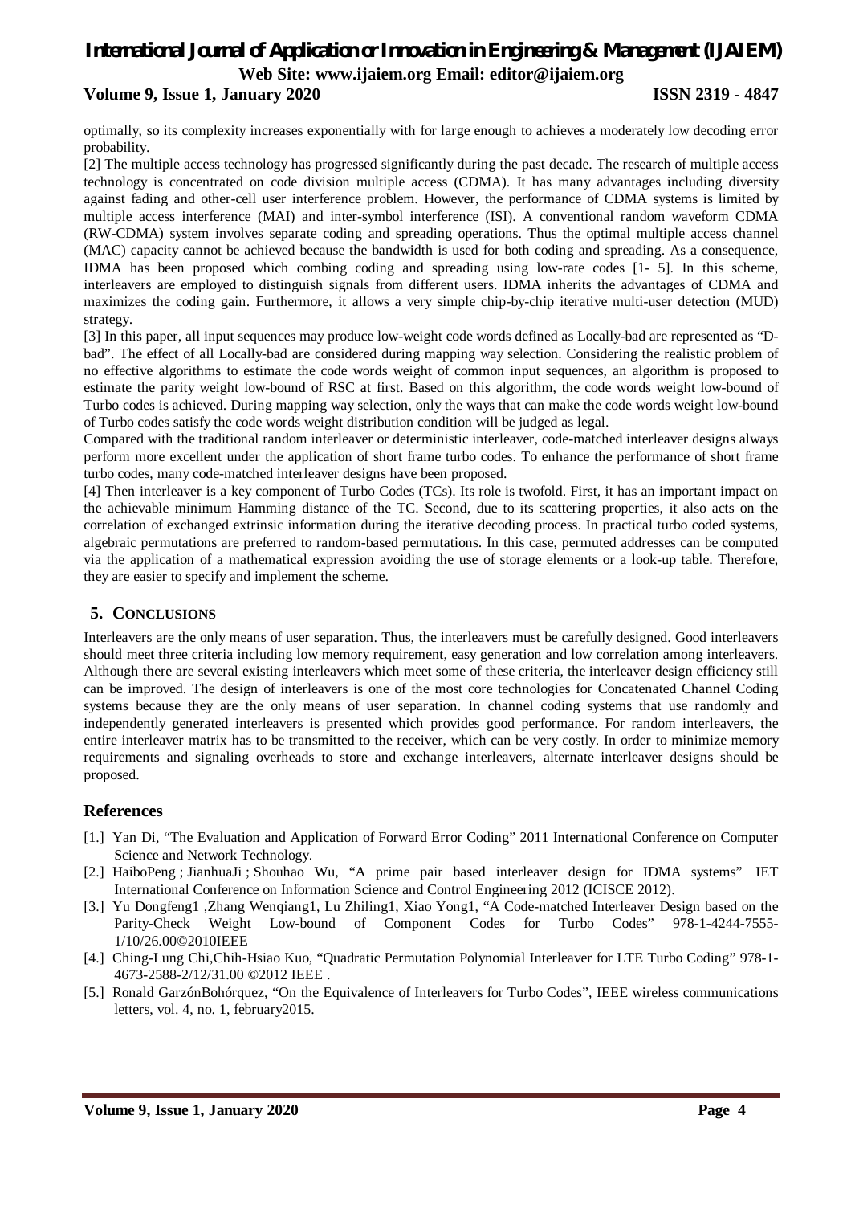optimally, so its complexity increases exponentially with for large enough to achieves a moderately low decoding error probability.

[2] The multiple access technology has progressed significantly during the past decade. The research of multiple access technology is concentrated on code division multiple access (CDMA). It has many advantages including diversity against fading and other-cell user interference problem. However, the performance of CDMA systems is limited by multiple access interference (MAI) and inter-symbol interference (ISI). A conventional random waveform CDMA (RW-CDMA) system involves separate coding and spreading operations. Thus the optimal multiple access channel (MAC) capacity cannot be achieved because the bandwidth is used for both coding and spreading. As a consequence, IDMA has been proposed which combing coding and spreading using low-rate codes [1- 5]. In this scheme, interleavers are employed to distinguish signals from different users. IDMA inherits the advantages of CDMA and maximizes the coding gain. Furthermore, it allows a very simple chip-by-chip iterative multi-user detection (MUD) strategy.

[3] In this paper, all input sequences may produce low-weight code words defined as Locally-bad are represented as "D-bad". The effect of all Locally-bad are considered during mapping way selection. Considering the realistic problem of no effective algorithms to estimate the code words weight of common input sequences, an algorithm is proposed to estimate the parity weight low-bound of RSC at first. Based on this algorithm, the code words weight low-bound of Turbo codes is achieved. During mapping way selection, only the ways that can make the code words weight low-bound of Turbo codes satisfy the code words weight distribution condition will be judged as legal.

Compared with the traditional random interleaver or deterministic interleaver, code-matched interleaver designs always perform more excellent under the application of short frame turbo codes. To enhance the performance of short frame turbo codes, many code-matched interleaver designs have been proposed.

[4] Then interleaver is a key component of Turbo Codes (TCs). Its role is twofold. First, it has an important impact on the achievable minimum Hamming distance of the TC. Second, due to its scattering properties, it also acts on the correlation of exchanged extrinsic information during the iterative decoding process. In practical turbo coded systems, algebraic permutations are preferred to random-based permutations. In this case, permuted addresses can be computed via the application of a mathematical expression avoiding the use of storage elements or a look-up table. Therefore, they are easier to specify and implement the scheme.

## 5. CONCLUSIONS

Interleavers are the only means of user separation. Thus, the interleavers must be carefully designed. Good interleavers should meet three criteria including low memory requirement, easy generation and low correlation among interleavers. Although there are several existing interleavers which meet some of these criteria, the interleaver design efficiency still can be improved. The design of interleavers is one of the most core technologies for Concatenated Channel Coding systems because they are the only means of user separation. In channel coding systems that use randomly and independently generated interleavers is presented which provides good performance. For random interleavers, the entire interleaver matrix has to be transmitted to the receiver, which can be very costly. In order to minimize memory requirements and signaling overheads to store and exchange interleavers, alternate interleaver designs should be proposed.

## References

[1.] Yan Di, "The Evaluation and Application of Forward Error Coding" 2011 International Conference on Computer Science and Network Technology.

[2.] HaiboPeng ; JianhuaJi ; Shouhao Wu, "A prime pair based interleaver design for IDMA systems" IET International Conference on Information Science and Control Engineering 2012 (ICISCE 2012).

[3.] Yu Dongfeng1 ,Zhang Wenqiang1, Lu Zhiling1, Xiao Yong1, "A Code-matched Interleaver Design based on the Parity-Check Weight Low-bound of Component Codes for Turbo Codes" 978-1-4244-7555-1/10/26.00©2010IEEE

[4.] Ching-Lung Chi,Chih-Hsiao Kuo, "Quadratic Permutation Polynomial Interleaver for LTE Turbo Coding" 978-1-4673-2588-2/12/31.00 ©2012 IEEE .

[5.] Ronald GarzónBohórquez, "On the Equivalence of Interleavers for Turbo Codes", IEEE wireless communications letters, vol. 4, no. 1, february2015.